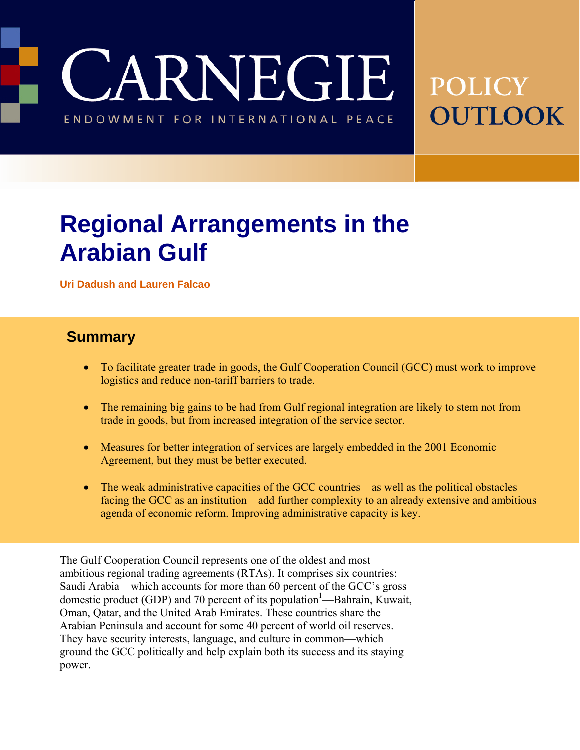CARNEGIE

ENDOWMENT FOR INTERNATIONAL PEACE

POLICY OUTLOOK

# Regional Arrangements in the Arabian Gulf

**Uri Dadush and Lauren Falcao**

## Summary

- To facilitate greater trade in goods, the Gulf Cooperation Council (GCC) must work to improve logistics and reduce non-tariff barriers to trade.
- The remaining big gains to be had from Gulf regional integration are likely to stem not from trade in goods, but from increased integration of the service sector.
- Measures for better integration of services are largely embedded in the 2001 Economic Agreement, but they must be better executed.
- The weak administrative capacities of the GCC countries—as well as the political obstacles facing the GCC as an institution—add further complexity to an already extensive and ambitious agenda of economic reform. Improving administrative capacity is key.

The Gulf Cooperation Council represents one of the oldest and most ambitious regional trading agreements (RTAs). It comprises six countries: Saudi Arabia—which accounts for more than 60 percent of the GCC's gross domestic product (GDP) and 70 percent of its population[1]—Bahrain, Kuwait, Oman, Qatar, and the United Arab Emirates. These countries share the Arabian Peninsula and account for some 40 percent of world oil reserves. They have security interests, language, and culture in common—which ground the GCC politically and help explain both its success and its staying power.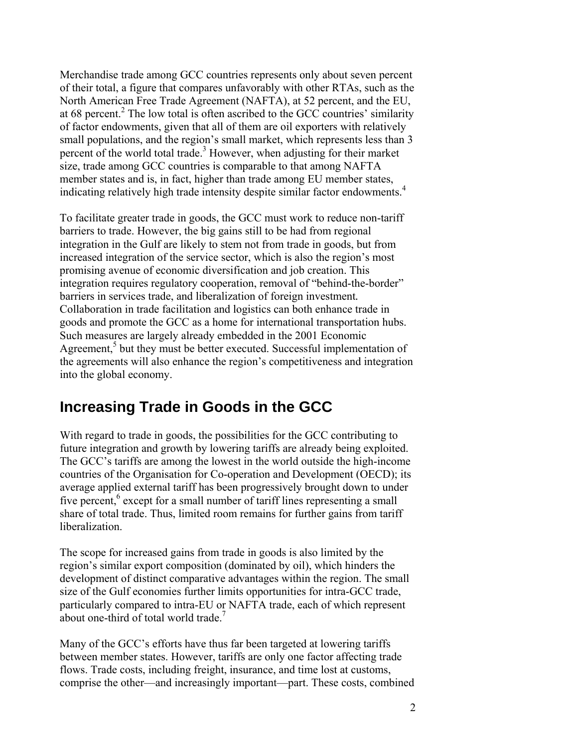Merchandise trade among GCC countries represents only about seven percent of their total, a figure that compares unfavorably with other RTAs, such as the North American Free Trade Agreement (NAFTA), at 52 percent, and the EU, at 68 percent.[2] The low total is often ascribed to the GCC countries' similarity of factor endowments, given that all of them are oil exporters with relatively small populations, and the region's small market, which represents less than 3 percent of the world total trade.[3] However, when adjusting for their market size, trade among GCC countries is comparable to that among NAFTA member states and is, in fact, higher than trade among EU member states, indicating relatively high trade intensity despite similar factor endowments.[4]

To facilitate greater trade in goods, the GCC must work to reduce non-tariff barriers to trade. However, the big gains still to be had from regional integration in the Gulf are likely to stem not from trade in goods, but from increased integration of the service sector, which is also the region's most promising avenue of economic diversification and job creation. This integration requires regulatory cooperation, removal of "behind-the-border" barriers in services trade, and liberalization of foreign investment. Collaboration in trade facilitation and logistics can both enhance trade in goods and promote the GCC as a home for international transportation hubs. Such measures are largely already embedded in the 2001 Economic Agreement,[5] but they must be better executed. Successful implementation of the agreements will also enhance the region's competitiveness and integration into the global economy.

## Increasing Trade in Goods in the GCC

With regard to trade in goods, the possibilities for the GCC contributing to future integration and growth by lowering tariffs are already being exploited. The GCC's tariffs are among the lowest in the world outside the high-income countries of the Organisation for Co-operation and Development (OECD); its average applied external tariff has been progressively brought down to under five percent,[6] except for a small number of tariff lines representing a small share of total trade. Thus, limited room remains for further gains from tariff liberalization.

The scope for increased gains from trade in goods is also limited by the region's similar export composition (dominated by oil), which hinders the development of distinct comparative advantages within the region. The small size of the Gulf economies further limits opportunities for intra-GCC trade, particularly compared to intra-EU or NAFTA trade, each of which represent about one-third of total world trade.[7]

Many of the GCC's efforts have thus far been targeted at lowering tariffs between member states. However, tariffs are only one factor affecting trade flows. Trade costs, including freight, insurance, and time lost at customs, comprise the other—and increasingly important—part. These costs, combined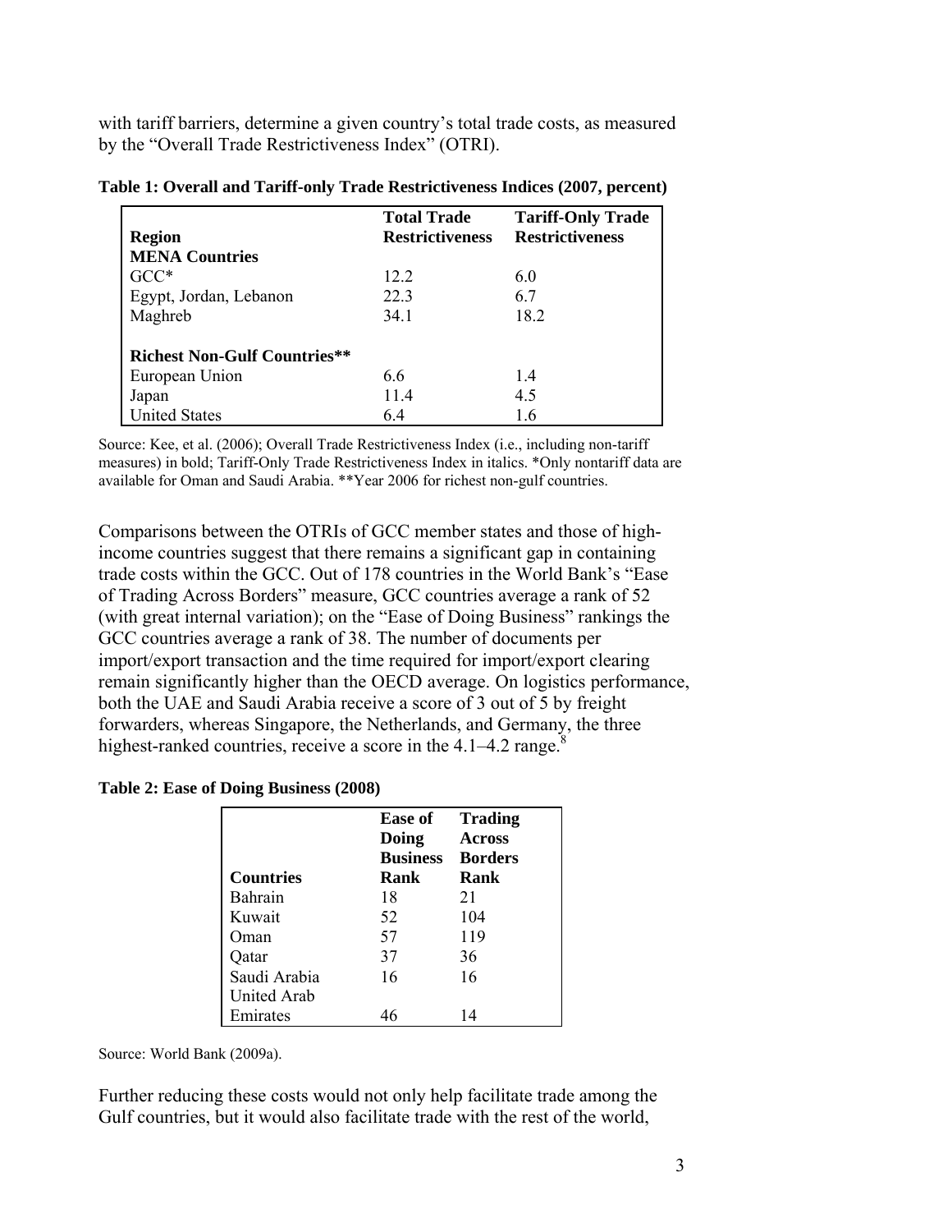with tariff barriers, determine a given country's total trade costs, as measured by the "Overall Trade Restrictiveness Index" (OTRI).

**Table 1: Overall and Tariff-only Trade Restrictiveness Indices (2007, percent)**

| Region | Total Trade Restrictiveness | Tariff-Only Trade Restrictiveness |
|---|---|---|
| **MENA Countries** | | |
| GCC* | 12.2 | 6.0 |
| Egypt, Jordan, Lebanon | 22.3 | 6.7 |
| Maghreb | 34.1 | 18.2 |
| | | |
| **Richest Non-Gulf Countries**** | | |
| European Union | 6.6 | 1.4 |
| Japan | 11.4 | 4.5 |
| United States | 6.4 | 1.6 |

Source: Kee, et al. (2006); Overall Trade Restrictiveness Index (i.e., including non-tariff measures) in bold; Tariff-Only Trade Restrictiveness Index in italics. *Only nontariff data are available for Oman and Saudi Arabia. **Year 2006 for richest non-gulf countries.

Comparisons between the OTRIs of GCC member states and those of high-income countries suggest that there remains a significant gap in containing trade costs within the GCC. Out of 178 countries in the World Bank's "Ease of Trading Across Borders" measure, GCC countries average a rank of 52 (with great internal variation); on the "Ease of Doing Business" rankings the GCC countries average a rank of 38. The number of documents per import/export transaction and the time required for import/export clearing remain significantly higher than the OECD average. On logistics performance, both the UAE and Saudi Arabia receive a score of 3 out of 5 by freight forwarders, whereas Singapore, the Netherlands, and Germany, the three highest-ranked countries, receive a score in the 4.1–4.2 range.[8]

**Table 2: Ease of Doing Business (2008)**

| Countries | Ease of Doing Business Rank | Trading Across Borders Rank |
|---|---|---|
| Bahrain | 18 | 21 |
| Kuwait | 52 | 104 |
| Oman | 57 | 119 |
| Qatar | 37 | 36 |
| Saudi Arabia | 16 | 16 |
| United Arab Emirates | 46 | 14 |

Source: World Bank (2009a).

Further reducing these costs would not only help facilitate trade among the Gulf countries, but it would also facilitate trade with the rest of the world,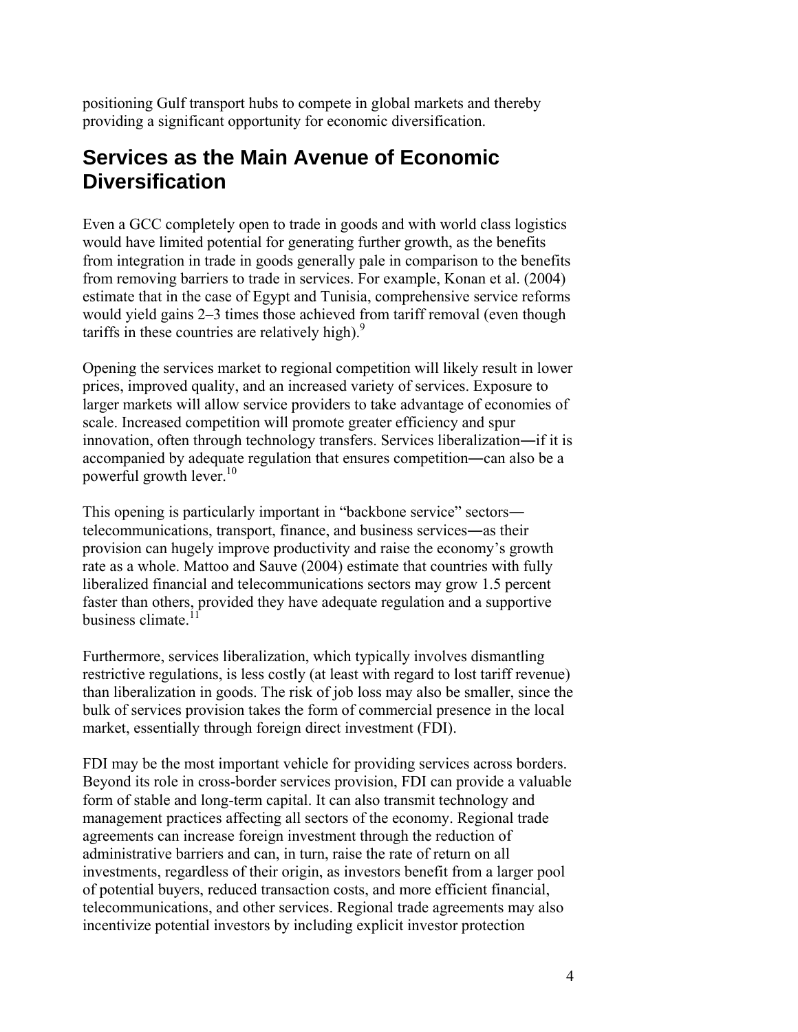positioning Gulf transport hubs to compete in global markets and thereby providing a significant opportunity for economic diversification.

## Services as the Main Avenue of Economic Diversification

Even a GCC completely open to trade in goods and with world class logistics would have limited potential for generating further growth, as the benefits from integration in trade in goods generally pale in comparison to the benefits from removing barriers to trade in services. For example, Konan et al. (2004) estimate that in the case of Egypt and Tunisia, comprehensive service reforms would yield gains 2–3 times those achieved from tariff removal (even though tariffs in these countries are relatively high).[9]

Opening the services market to regional competition will likely result in lower prices, improved quality, and an increased variety of services. Exposure to larger markets will allow service providers to take advantage of economies of scale. Increased competition will promote greater efficiency and spur innovation, often through technology transfers. Services liberalization―if it is accompanied by adequate regulation that ensures competition―can also be a powerful growth lever.[10]

This opening is particularly important in "backbone service" sectors―telecommunications, transport, finance, and business services―as their provision can hugely improve productivity and raise the economy's growth rate as a whole. Mattoo and Sauve (2004) estimate that countries with fully liberalized financial and telecommunications sectors may grow 1.5 percent faster than others, provided they have adequate regulation and a supportive business climate.[11]

Furthermore, services liberalization, which typically involves dismantling restrictive regulations, is less costly (at least with regard to lost tariff revenue) than liberalization in goods. The risk of job loss may also be smaller, since the bulk of services provision takes the form of commercial presence in the local market, essentially through foreign direct investment (FDI).

FDI may be the most important vehicle for providing services across borders. Beyond its role in cross-border services provision, FDI can provide a valuable form of stable and long-term capital. It can also transmit technology and management practices affecting all sectors of the economy. Regional trade agreements can increase foreign investment through the reduction of administrative barriers and can, in turn, raise the rate of return on all investments, regardless of their origin, as investors benefit from a larger pool of potential buyers, reduced transaction costs, and more efficient financial, telecommunications, and other services. Regional trade agreements may also incentivize potential investors by including explicit investor protection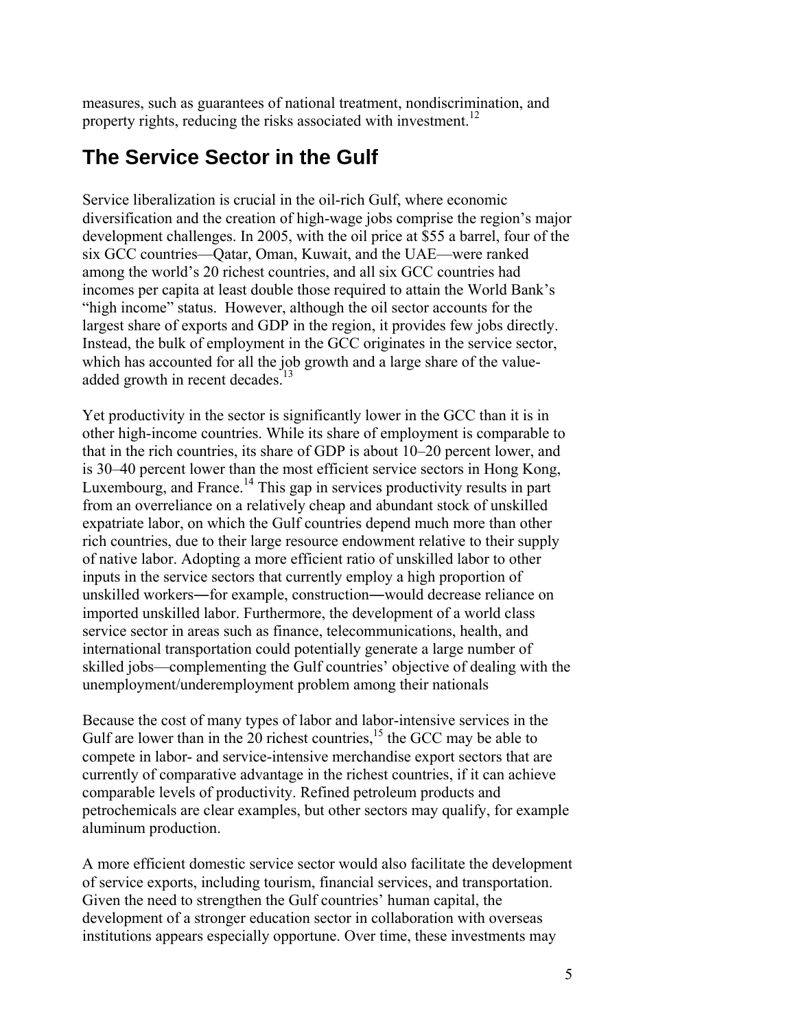measures, such as guarantees of national treatment, nondiscrimination, and property rights, reducing the risks associated with investment.[12]

## The Service Sector in the Gulf

Service liberalization is crucial in the oil-rich Gulf, where economic diversification and the creation of high-wage jobs comprise the region's major development challenges. In 2005, with the oil price at $55 a barrel, four of the six GCC countries—Qatar, Oman, Kuwait, and the UAE—were ranked among the world's 20 richest countries, and all six GCC countries had incomes per capita at least double those required to attain the World Bank's "high income" status. However, although the oil sector accounts for the largest share of exports and GDP in the region, it provides few jobs directly. Instead, the bulk of employment in the GCC originates in the service sector, which has accounted for all the job growth and a large share of the value-added growth in recent decades.[13]

Yet productivity in the sector is significantly lower in the GCC than it is in other high-income countries. While its share of employment is comparable to that in the rich countries, its share of GDP is about 10–20 percent lower, and is 30–40 percent lower than the most efficient service sectors in Hong Kong, Luxembourg, and France.[14] This gap in services productivity results in part from an overreliance on a relatively cheap and abundant stock of unskilled expatriate labor, on which the Gulf countries depend much more than other rich countries, due to their large resource endowment relative to their supply of native labor. Adopting a more efficient ratio of unskilled labor to other inputs in the service sectors that currently employ a high proportion of unskilled workers―for example, construction―would decrease reliance on imported unskilled labor. Furthermore, the development of a world class service sector in areas such as finance, telecommunications, health, and international transportation could potentially generate a large number of skilled jobs—complementing the Gulf countries' objective of dealing with the unemployment/underemployment problem among their nationals

Because the cost of many types of labor and labor-intensive services in the Gulf are lower than in the 20 richest countries,[15] the GCC may be able to compete in labor- and service-intensive merchandise export sectors that are currently of comparative advantage in the richest countries, if it can achieve comparable levels of productivity. Refined petroleum products and petrochemicals are clear examples, but other sectors may qualify, for example aluminum production.

A more efficient domestic service sector would also facilitate the development of service exports, including tourism, financial services, and transportation. Given the need to strengthen the Gulf countries' human capital, the development of a stronger education sector in collaboration with overseas institutions appears especially opportune. Over time, these investments may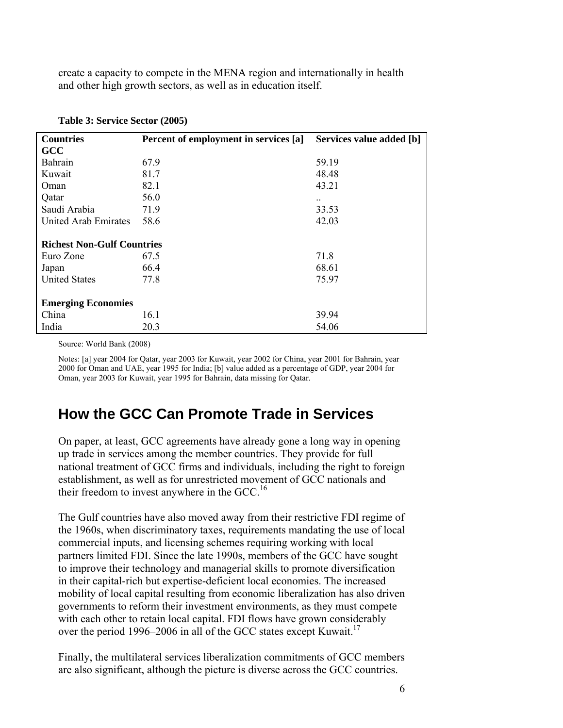create a capacity to compete in the MENA region and internationally in health and other high growth sectors, as well as in education itself.

**Table 3: Service Sector (2005)**

| Countries | Percent of employment in services [a] | Services value added [b] |
|---|---|---|
| **GCC** | | |
| Bahrain | 67.9 | 59.19 |
| Kuwait | 81.7 | 48.48 |
| Oman | 82.1 | 43.21 |
| Qatar | 56.0 | .. |
| Saudi Arabia | 71.9 | 33.53 |
| United Arab Emirates | 58.6 | 42.03 |
| **Richest Non-Gulf Countries** | | |
| Euro Zone | 67.5 | 71.8 |
| Japan | 66.4 | 68.61 |
| United States | 77.8 | 75.97 |
| **Emerging Economies** | | |
| China | 16.1 | 39.94 |
| India | 20.3 | 54.06 |

Source: World Bank (2008)

Notes: [a] year 2004 for Qatar, year 2003 for Kuwait, year 2002 for China, year 2001 for Bahrain, year 2000 for Oman and UAE, year 1995 for India; [b] value added as a percentage of GDP, year 2004 for Oman, year 2003 for Kuwait, year 1995 for Bahrain, data missing for Qatar.

## How the GCC Can Promote Trade in Services

On paper, at least, GCC agreements have already gone a long way in opening up trade in services among the member countries. They provide for full national treatment of GCC firms and individuals, including the right to foreign establishment, as well as for unrestricted movement of GCC nationals and their freedom to invest anywhere in the GCC.[16]

The Gulf countries have also moved away from their restrictive FDI regime of the 1960s, when discriminatory taxes, requirements mandating the use of local commercial inputs, and licensing schemes requiring working with local partners limited FDI. Since the late 1990s, members of the GCC have sought to improve their technology and managerial skills to promote diversification in their capital-rich but expertise-deficient local economies. The increased mobility of local capital resulting from economic liberalization has also driven governments to reform their investment environments, as they must compete with each other to retain local capital. FDI flows have grown considerably over the period 1996–2006 in all of the GCC states except Kuwait.[17]

Finally, the multilateral services liberalization commitments of GCC members are also significant, although the picture is diverse across the GCC countries.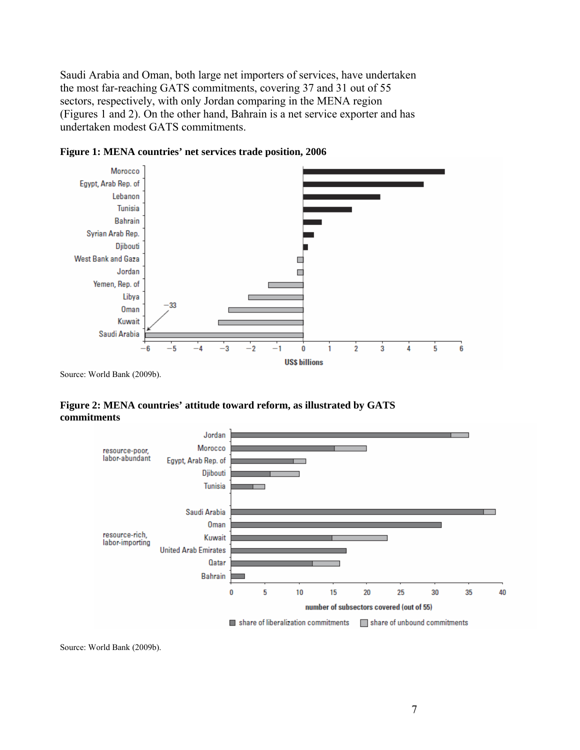Saudi Arabia and Oman, both large net importers of services, have undertaken the most far-reaching GATS commitments, covering 37 and 31 out of 55 sectors, respectively, with only Jordan comparing in the MENA region (Figures 1 and 2). On the other hand, Bahrain is a net service exporter and has undertaken modest GATS commitments.

**Figure 1: MENA countries' net services trade position, 2006**

Source: World Bank (2009b).

**Figure 2: MENA countries' attitude toward reform, as illustrated by GATS commitments**

Source: World Bank (2009b).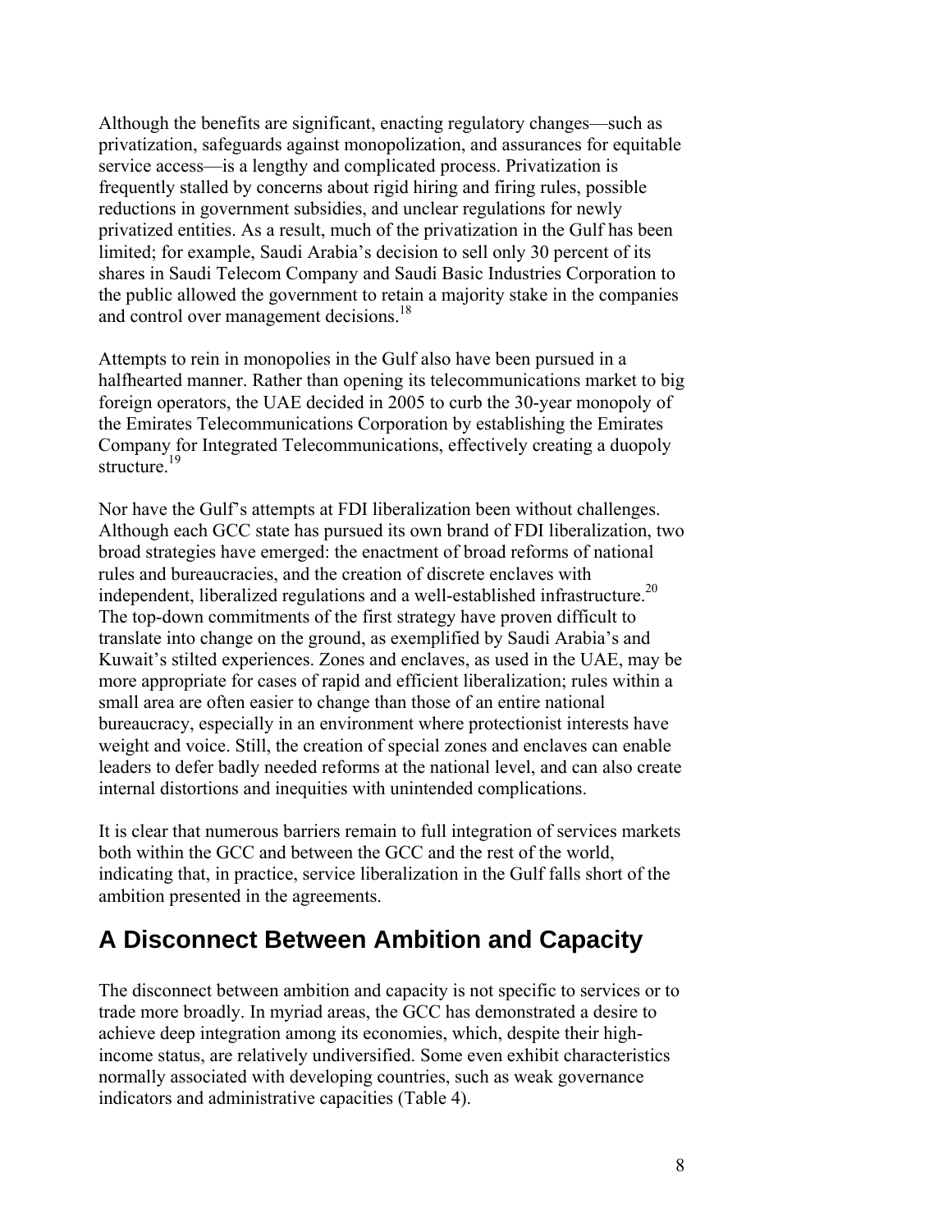Although the benefits are significant, enacting regulatory changes—such as privatization, safeguards against monopolization, and assurances for equitable service access—is a lengthy and complicated process. Privatization is frequently stalled by concerns about rigid hiring and firing rules, possible reductions in government subsidies, and unclear regulations for newly privatized entities. As a result, much of the privatization in the Gulf has been limited; for example, Saudi Arabia's decision to sell only 30 percent of its shares in Saudi Telecom Company and Saudi Basic Industries Corporation to the public allowed the government to retain a majority stake in the companies and control over management decisions.[18]

Attempts to rein in monopolies in the Gulf also have been pursued in a halfhearted manner. Rather than opening its telecommunications market to big foreign operators, the UAE decided in 2005 to curb the 30-year monopoly of the Emirates Telecommunications Corporation by establishing the Emirates Company for Integrated Telecommunications, effectively creating a duopoly structure.[19]

Nor have the Gulf's attempts at FDI liberalization been without challenges. Although each GCC state has pursued its own brand of FDI liberalization, two broad strategies have emerged: the enactment of broad reforms of national rules and bureaucracies, and the creation of discrete enclaves with independent, liberalized regulations and a well-established infrastructure.[20] The top-down commitments of the first strategy have proven difficult to translate into change on the ground, as exemplified by Saudi Arabia's and Kuwait's stilted experiences. Zones and enclaves, as used in the UAE, may be more appropriate for cases of rapid and efficient liberalization; rules within a small area are often easier to change than those of an entire national bureaucracy, especially in an environment where protectionist interests have weight and voice. Still, the creation of special zones and enclaves can enable leaders to defer badly needed reforms at the national level, and can also create internal distortions and inequities with unintended complications.

It is clear that numerous barriers remain to full integration of services markets both within the GCC and between the GCC and the rest of the world, indicating that, in practice, service liberalization in the Gulf falls short of the ambition presented in the agreements.

## A Disconnect Between Ambition and Capacity

The disconnect between ambition and capacity is not specific to services or to trade more broadly. In myriad areas, the GCC has demonstrated a desire to achieve deep integration among its economies, which, despite their high-income status, are relatively undiversified. Some even exhibit characteristics normally associated with developing countries, such as weak governance indicators and administrative capacities (Table 4).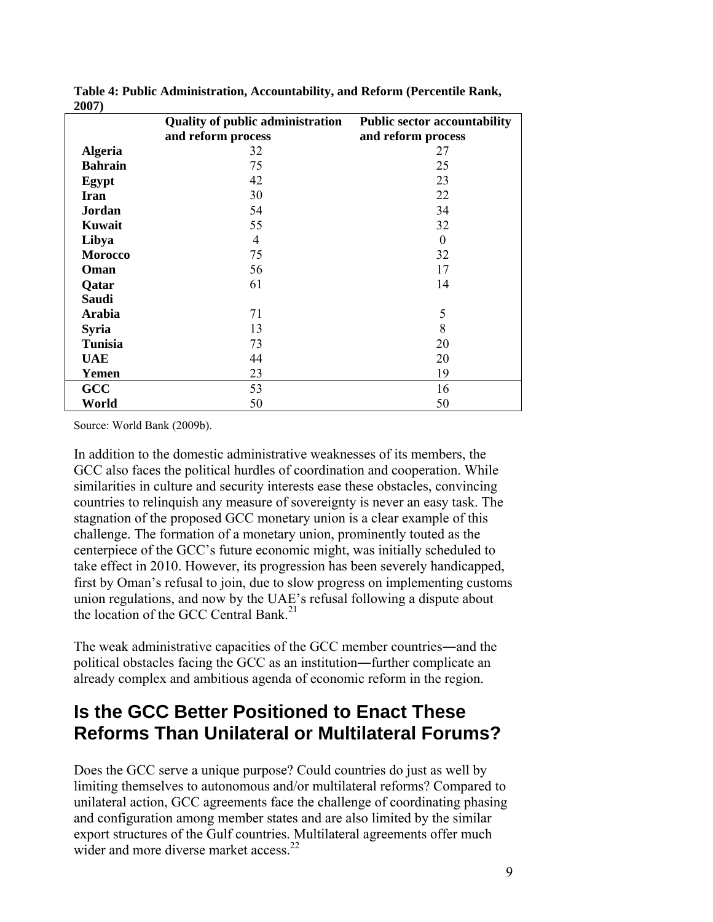**Table 4: Public Administration, Accountability, and Reform (Percentile Rank, 2007)**

| | Quality of public administration and reform process | Public sector accountability and reform process |
|---|---|---|
| **Algeria** | 32 | 27 |
| **Bahrain** | 75 | 25 |
| **Egypt** | 42 | 23 |
| **Iran** | 30 | 22 |
| **Jordan** | 54 | 34 |
| **Kuwait** | 55 | 32 |
| **Libya** | 4 | 0 |
| **Morocco** | 75 | 32 |
| **Oman** | 56 | 17 |
| **Qatar** | 61 | 14 |
| **Saudi Arabia** | 71 | 5 |
| **Syria** | 13 | 8 |
| **Tunisia** | 73 | 20 |
| **UAE** | 44 | 20 |
| **Yemen** | 23 | 19 |
| **GCC** | 53 | 16 |
| **World** | 50 | 50 |

Source: World Bank (2009b).

In addition to the domestic administrative weaknesses of its members, the GCC also faces the political hurdles of coordination and cooperation. While similarities in culture and security interests ease these obstacles, convincing countries to relinquish any measure of sovereignty is never an easy task. The stagnation of the proposed GCC monetary union is a clear example of this challenge. The formation of a monetary union, prominently touted as the centerpiece of the GCC's future economic might, was initially scheduled to take effect in 2010. However, its progression has been severely handicapped, first by Oman's refusal to join, due to slow progress on implementing customs union regulations, and now by the UAE's refusal following a dispute about the location of the GCC Central Bank.[21]

The weak administrative capacities of the GCC member countries—and the political obstacles facing the GCC as an institution—further complicate an already complex and ambitious agenda of economic reform in the region.

## Is the GCC Better Positioned to Enact These Reforms Than Unilateral or Multilateral Forums?

Does the GCC serve a unique purpose? Could countries do just as well by limiting themselves to autonomous and/or multilateral reforms? Compared to unilateral action, GCC agreements face the challenge of coordinating phasing and configuration among member states and are also limited by the similar export structures of the Gulf countries. Multilateral agreements offer much wider and more diverse market access.[22]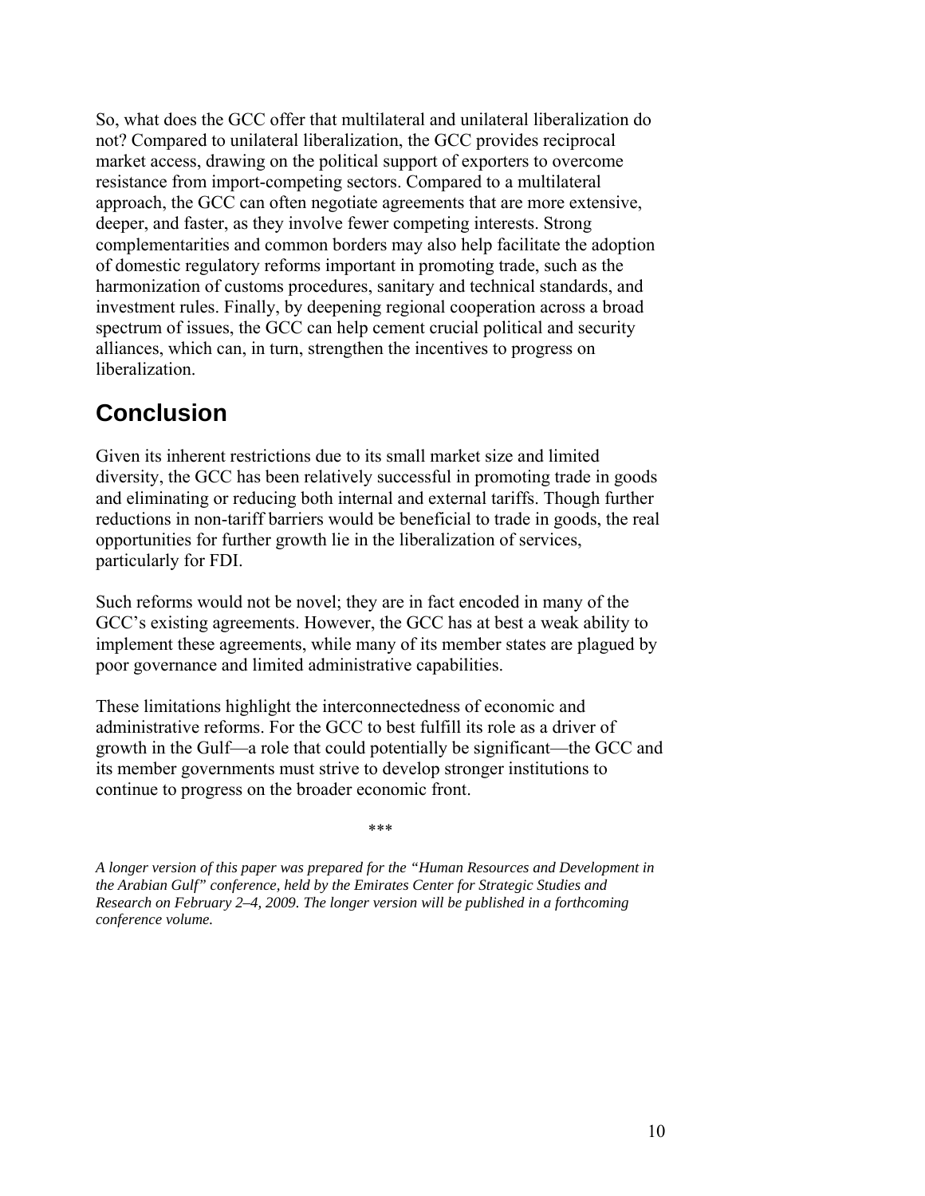So, what does the GCC offer that multilateral and unilateral liberalization do not? Compared to unilateral liberalization, the GCC provides reciprocal market access, drawing on the political support of exporters to overcome resistance from import-competing sectors. Compared to a multilateral approach, the GCC can often negotiate agreements that are more extensive, deeper, and faster, as they involve fewer competing interests. Strong complementarities and common borders may also help facilitate the adoption of domestic regulatory reforms important in promoting trade, such as the harmonization of customs procedures, sanitary and technical standards, and investment rules. Finally, by deepening regional cooperation across a broad spectrum of issues, the GCC can help cement crucial political and security alliances, which can, in turn, strengthen the incentives to progress on liberalization.

## Conclusion

Given its inherent restrictions due to its small market size and limited diversity, the GCC has been relatively successful in promoting trade in goods and eliminating or reducing both internal and external tariffs. Though further reductions in non-tariff barriers would be beneficial to trade in goods, the real opportunities for further growth lie in the liberalization of services, particularly for FDI.

Such reforms would not be novel; they are in fact encoded in many of the GCC's existing agreements. However, the GCC has at best a weak ability to implement these agreements, while many of its member states are plagued by poor governance and limited administrative capabilities.

These limitations highlight the interconnectedness of economic and administrative reforms. For the GCC to best fulfill its role as a driver of growth in the Gulf—a role that could potentially be significant—the GCC and its member governments must strive to develop stronger institutions to continue to progress on the broader economic front.

***

*A longer version of this paper was prepared for the "Human Resources and Development in the Arabian Gulf" conference, held by the Emirates Center for Strategic Studies and Research on February 2–4, 2009. The longer version will be published in a forthcoming conference volume.*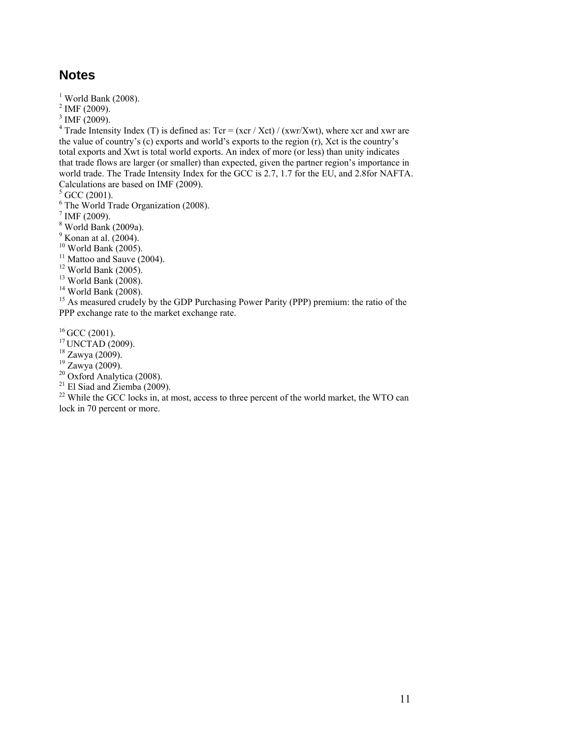## Notes

[1] World Bank (2008).
[2] IMF (2009).
[3] IMF (2009).
[4] Trade Intensity Index (T) is defined as: $Tcr = (xcr / Xct) / (xwr/Xwt)$, where xcr and xwr are the value of country's (c) exports and world's exports to the region (r), Xct is the country's total exports and Xwt is total world exports. An index of more (or less) than unity indicates that trade flows are larger (or smaller) than expected, given the partner region's importance in world trade. The Trade Intensity Index for the GCC is 2.7, 1.7 for the EU, and 2.8for NAFTA. Calculations are based on IMF (2009).
[5] GCC (2001).
[6] The World Trade Organization (2008).
[7] IMF (2009).
[8] World Bank (2009a).
[9] Konan at al. (2004).
[10] World Bank (2005).
[11] Mattoo and Sauve (2004).
[12] World Bank (2005).
[13] World Bank (2008).
[14] World Bank (2008).
[15] As measured crudely by the GDP Purchasing Power Parity (PPP) premium: the ratio of the PPP exchange rate to the market exchange rate.

[16] GCC (2001).
[17] UNCTAD (2009).
[18] Zawya (2009).
[19] Zawya (2009).
[20] Oxford Analytica (2008).
[21] El Siad and Ziemba (2009).
[22] While the GCC locks in, at most, access to three percent of the world market, the WTO can lock in 70 percent or more.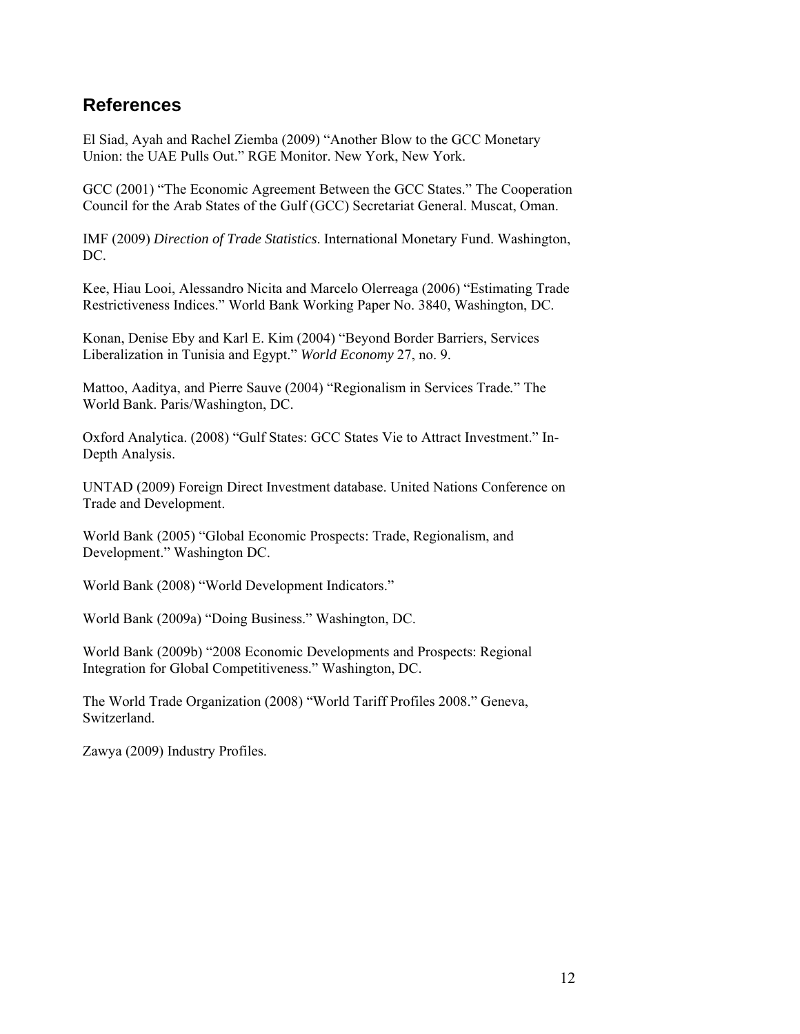## References

El Siad, Ayah and Rachel Ziemba (2009) "Another Blow to the GCC Monetary Union: the UAE Pulls Out." RGE Monitor. New York, New York.

GCC (2001) "The Economic Agreement Between the GCC States." The Cooperation Council for the Arab States of the Gulf (GCC) Secretariat General. Muscat, Oman.

IMF (2009) *Direction of Trade Statistics*. International Monetary Fund. Washington, DC.

Kee, Hiau Looi, Alessandro Nicita and Marcelo Olerreaga (2006) "Estimating Trade Restrictiveness Indices." World Bank Working Paper No. 3840, Washington, DC.

Konan, Denise Eby and Karl E. Kim (2004) "Beyond Border Barriers, Services Liberalization in Tunisia and Egypt." *World Economy* 27, no. 9.

Mattoo, Aaditya, and Pierre Sauve (2004) "Regionalism in Services Trade." The World Bank. Paris/Washington, DC.

Oxford Analytica. (2008) "Gulf States: GCC States Vie to Attract Investment." In-Depth Analysis.

UNTAD (2009) Foreign Direct Investment database. United Nations Conference on Trade and Development.

World Bank (2005) "Global Economic Prospects: Trade, Regionalism, and Development." Washington DC.

World Bank (2008) "World Development Indicators."

World Bank (2009a) "Doing Business." Washington, DC.

World Bank (2009b) "2008 Economic Developments and Prospects: Regional Integration for Global Competitiveness." Washington, DC.

The World Trade Organization (2008) "World Tariff Profiles 2008." Geneva, Switzerland.

Zawya (2009) Industry Profiles.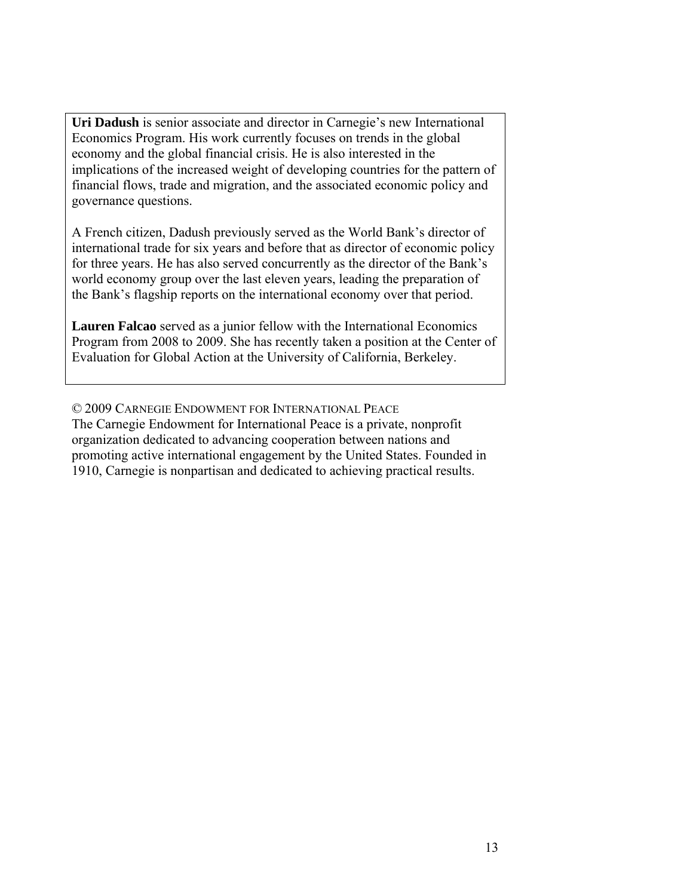**Uri Dadush** is senior associate and director in Carnegie's new International Economics Program. His work currently focuses on trends in the global economy and the global financial crisis. He is also interested in the implications of the increased weight of developing countries for the pattern of financial flows, trade and migration, and the associated economic policy and governance questions.

A French citizen, Dadush previously served as the World Bank's director of international trade for six years and before that as director of economic policy for three years. He has also served concurrently as the director of the Bank's world economy group over the last eleven years, leading the preparation of the Bank's flagship reports on the international economy over that period.

**Lauren Falcao** served as a junior fellow with the International Economics Program from 2008 to 2009. She has recently taken a position at the Center of Evaluation for Global Action at the University of California, Berkeley.

© 2009 CARNEGIE ENDOWMENT FOR INTERNATIONAL PEACE

The Carnegie Endowment for International Peace is a private, nonprofit organization dedicated to advancing cooperation between nations and promoting active international engagement by the United States. Founded in 1910, Carnegie is nonpartisan and dedicated to achieving practical results.